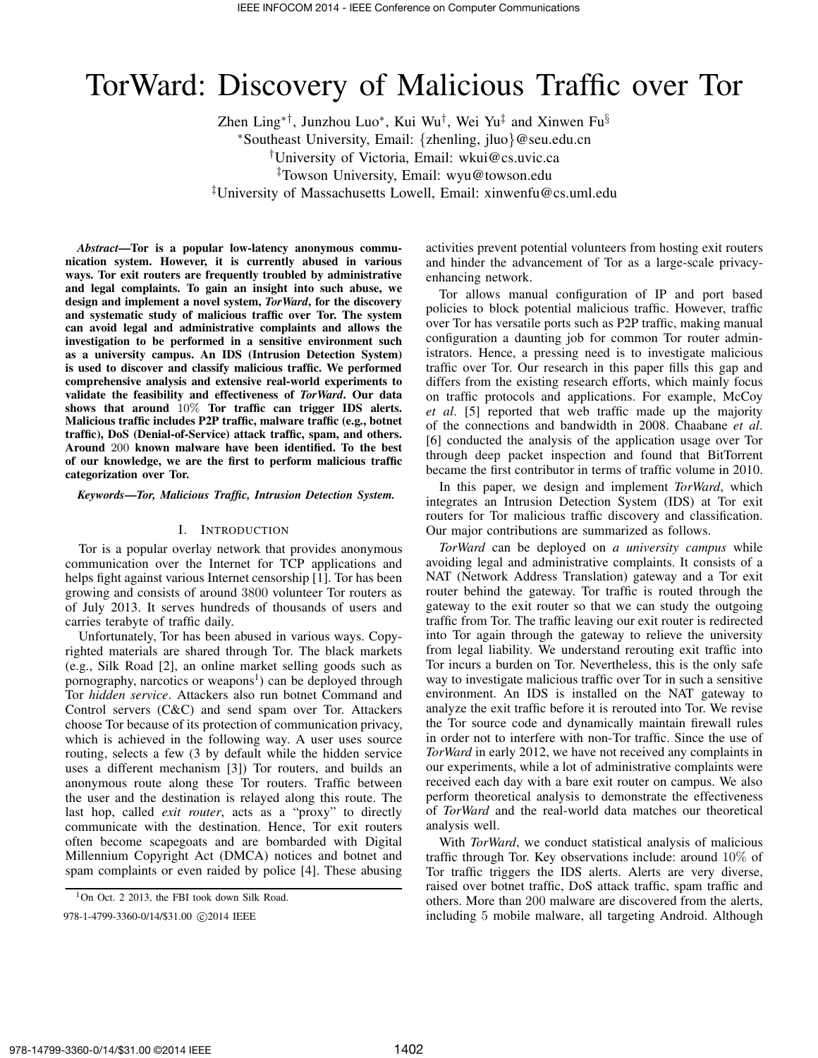# TorWard: Discovery of Malicious Traffic over Tor

Zhen Ling[*†], Junzhou Luo[*], Kui Wu[†], Wei Yu[‡] and Xinwen Fu[§]

[*]Southeast University, Email: {zhenling, jluo}@seu.edu.cn

[†]University of Victoria, Email: wkui@cs.uvic.ca

[‡]Towson University, Email: wyu@towson.edu

[‡]University of Massachusetts Lowell, Email: xinwenfu@cs.uml.edu

***Abstract*—Tor is a popular low-latency anonymous communication system. However, it is currently abused in various ways. Tor exit routers are frequently troubled by administrative and legal complaints. To gain an insight into such abuse, we design and implement a novel system, *TorWard*, for the discovery and systematic study of malicious traffic over Tor. The system can avoid legal and administrative complaints and allows the investigation to be performed in a sensitive environment such as a university campus. An IDS (Intrusion Detection System) is used to discover and classify malicious traffic. We performed comprehensive analysis and extensive real-world experiments to validate the feasibility and effectiveness of *TorWard*. Our data shows that around $10\%$ Tor traffic can trigger IDS alerts. Malicious traffic includes P2P traffic, malware traffic (e.g., botnet traffic), DoS (Denial-of-Service) attack traffic, spam, and others. Around $200$ known malware have been identified. To the best of our knowledge, we are the first to perform malicious traffic categorization over Tor.**

***Keywords*—Tor, Malicious Traffic, Intrusion Detection System.**

## I. Introduction

Tor is a popular overlay network that provides anonymous communication over the Internet for TCP applications and helps fight against various Internet censorship [1]. Tor has been growing and consists of around $3800$ volunteer Tor routers as of July 2013. It serves hundreds of thousands of users and carries terabyte of traffic daily.

Unfortunately, Tor has been abused in various ways. Copyrighted materials are shared through Tor. The black markets (e.g., Silk Road [2], an online market selling goods such as pornography, narcotics or weapons[1]) can be deployed through Tor *hidden service*. Attackers also run botnet Command and Control servers (C&C) and send spam over Tor. Attackers choose Tor because of its protection of communication privacy, which is achieved in the following way. A user uses source routing, selects a few (3 by default while the hidden service uses a different mechanism [3]) Tor routers, and builds an anonymous route along these Tor routers. Traffic between the user and the destination is relayed along this route. The last hop, called *exit router*, acts as a "proxy" to directly communicate with the destination. Hence, Tor exit routers often become scapegoats and are bombarded with Digital Millennium Copyright Act (DMCA) notices and botnet and spam complaints or even raided by police [4]. These abusing activities prevent potential volunteers from hosting exit routers and hinder the advancement of Tor as a large-scale privacy-enhancing network.

Tor allows manual configuration of IP and port based policies to block potential malicious traffic. However, traffic over Tor has versatile ports such as P2P traffic, making manual configuration a daunting job for common Tor router administrators. Hence, a pressing need is to investigate malicious traffic over Tor. Our research in this paper fills this gap and differs from the existing research efforts, which mainly focus on traffic protocols and applications. For example, McCoy *et al*. [5] reported that web traffic made up the majority of the connections and bandwidth in 2008. Chaabane *et al*. [6] conducted the analysis of the application usage over Tor through deep packet inspection and found that BitTorrent became the first contributor in terms of traffic volume in 2010.

In this paper, we design and implement *TorWard*, which integrates an Intrusion Detection System (IDS) at Tor exit routers for Tor malicious traffic discovery and classification. Our major contributions are summarized as follows.

*TorWard* can be deployed on *a university campus* while avoiding legal and administrative complaints. It consists of a NAT (Network Address Translation) gateway and a Tor exit router behind the gateway. Tor traffic is routed through the gateway to the exit router so that we can study the outgoing traffic from Tor. The traffic leaving our exit router is redirected into Tor again through the gateway to relieve the university from legal liability. We understand rerouting exit traffic into Tor incurs a burden on Tor. Nevertheless, this is the only safe way to investigate malicious traffic over Tor in such a sensitive environment. An IDS is installed on the NAT gateway to analyze the exit traffic before it is rerouted into Tor. We revise the Tor source code and dynamically maintain firewall rules in order not to interfere with non-Tor traffic. Since the use of *TorWard* in early 2012, we have not received any complaints in our experiments, while a lot of administrative complaints were received each day with a bare exit router on campus. We also perform theoretical analysis to demonstrate the effectiveness of *TorWard* and the real-world data matches our theoretical analysis well.

With *TorWard*, we conduct statistical analysis of malicious traffic through Tor. Key observations include: around $10\%$ of Tor traffic triggers the IDS alerts. Alerts are very diverse, raised over botnet traffic, DoS attack traffic, spam traffic and others. More than $200$ malware are discovered from the alerts, including $5$ mobile malware, all targeting Android. Although

[1]On Oct. 2 2013, the FBI took down Silk Road.

978-1-4799-3360-0/14/$31.00 ©2014 IEEE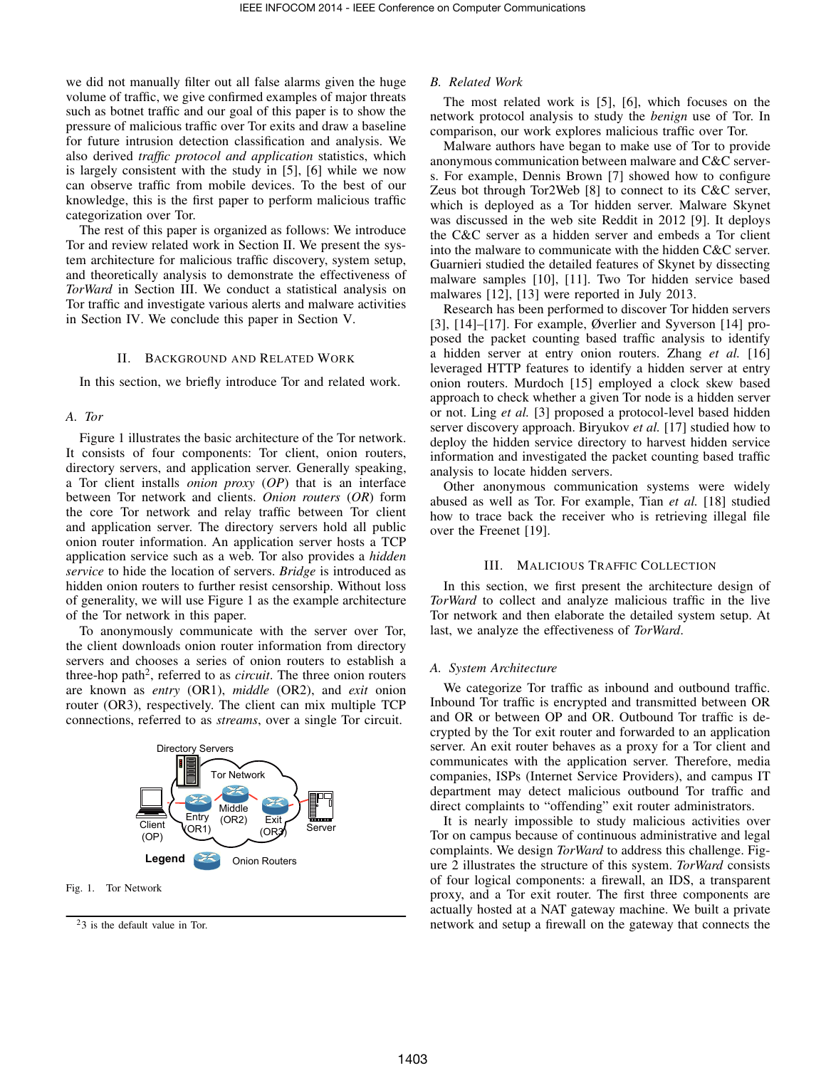we did not manually filter out all false alarms given the huge volume of traffic, we give confirmed examples of major threats such as botnet traffic and our goal of this paper is to show the pressure of malicious traffic over Tor exits and draw a baseline for future intrusion detection classification and analysis. We also derived *traffic protocol and application* statistics, which is largely consistent with the study in [5], [6] while we now can observe traffic from mobile devices. To the best of our knowledge, this is the first paper to perform malicious traffic categorization over Tor.

The rest of this paper is organized as follows: We introduce Tor and review related work in Section II. We present the system architecture for malicious traffic discovery, system setup, and theoretically analysis to demonstrate the effectiveness of *TorWard* in Section III. We conduct a statistical analysis on Tor traffic and investigate various alerts and malware activities in Section IV. We conclude this paper in Section V.

## II. Background and Related Work

In this section, we briefly introduce Tor and related work.

### A. Tor

Figure 1 illustrates the basic architecture of the Tor network. It consists of four components: Tor client, onion routers, directory servers, and application server. Generally speaking, a Tor client installs *onion proxy* (*OP*) that is an interface between Tor network and clients. *Onion routers* (*OR*) form the core Tor network and relay traffic between Tor client and application server. The directory servers hold all public onion router information. An application server hosts a TCP application service such as a web. Tor also provides a *hidden service* to hide the location of servers. *Bridge* is introduced as hidden onion routers to further resist censorship. Without loss of generality, we will use Figure 1 as the example architecture of the Tor network in this paper.

To anonymously communicate with the server over Tor, the client downloads onion router information from directory servers and chooses a series of onion routers to establish a three-hop path[2], referred to as *circuit*. The three onion routers are known as *entry* (OR1), *middle* (OR2), and *exit* onion router (OR3), respectively. The client can mix multiple TCP connections, referred to as *streams*, over a single Tor circuit.

Directory Servers, Tor Network, Client (OP), Entry (OR1), Middle (OR2), Exit (OR3), Server, Legend: Onion Routers

Fig. 1. Tor Network

[2] 3 is the default value in Tor.

### B. Related Work

The most related work is [5], [6], which focuses on the network protocol analysis to study the *benign* use of Tor. In comparison, our work explores malicious traffic over Tor.

Malware authors have began to make use of Tor to provide anonymous communication between malware and C&C servers. For example, Dennis Brown [7] showed how to configure Zeus bot through Tor2Web [8] to connect to its C&C server, which is deployed as a Tor hidden server. Malware Skynet was discussed in the web site Reddit in 2012 [9]. It deploys the C&C server as a hidden server and embeds a Tor client into the malware to communicate with the hidden C&C server. Guarnieri studied the detailed features of Skynet by dissecting malware samples [10], [11]. Two Tor hidden service based malwares [12], [13] were reported in July 2013.

Research has been performed to discover Tor hidden servers [3], [14]–[17]. For example, Øverlier and Syverson [14] proposed the packet counting based traffic analysis to identify a hidden server at entry onion routers. Zhang *et al.* [16] leveraged HTTP features to identify a hidden server at entry onion routers. Murdoch [15] employed a clock skew based approach to check whether a given Tor node is a hidden server or not. Ling *et al.* [3] proposed a protocol-level based hidden server discovery approach. Biryukov *et al.* [17] studied how to deploy the hidden service directory to harvest hidden service information and investigated the packet counting based traffic analysis to locate hidden servers.

Other anonymous communication systems were widely abused as well as Tor. For example, Tian *et al.* [18] studied how to trace back the receiver who is retrieving illegal file over the Freenet [19].

## III. Malicious Traffic Collection

In this section, we first present the architecture design of *TorWard* to collect and analyze malicious traffic in the live Tor network and then elaborate the detailed system setup. At last, we analyze the effectiveness of *TorWard*.

### A. System Architecture

We categorize Tor traffic as inbound and outbound traffic. Inbound Tor traffic is encrypted and transmitted between OR and OR or between OP and OR. Outbound Tor traffic is decrypted by the Tor exit router and forwarded to an application server. An exit router behaves as a proxy for a Tor client and communicates with the application server. Therefore, media companies, ISPs (Internet Service Providers), and campus IT department may detect malicious outbound Tor traffic and direct complaints to "offending" exit router administrators.

It is nearly impossible to study malicious activities over Tor on campus because of continuous administrative and legal complaints. We design *TorWard* to address this challenge. Figure 2 illustrates the structure of this system. *TorWard* consists of four logical components: a firewall, an IDS, a transparent proxy, and a Tor exit router. The first three components are actually hosted at a NAT gateway machine. We built a private network and setup a firewall on the gateway that connects the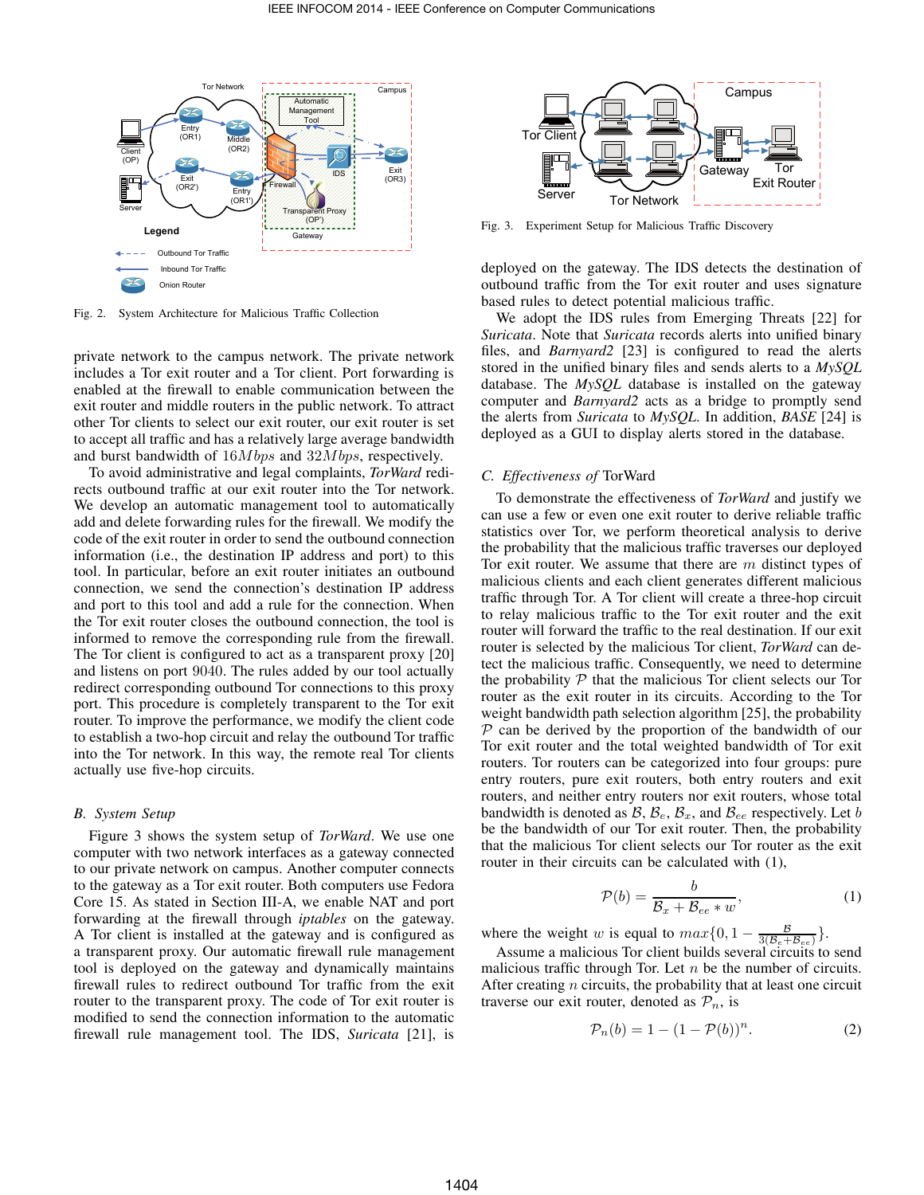Fig. 2. System Architecture for Malicious Traffic Collection

private network to the campus network. The private network includes a Tor exit router and a Tor client. Port forwarding is enabled at the firewall to enable communication between the exit router and middle routers in the public network. To attract other Tor clients to select our exit router, our exit router is set to accept all traffic and has a relatively large average bandwidth and burst bandwidth of $16Mbps$ and $32Mbps$, respectively.

To avoid administrative and legal complaints, *TorWard* redirects outbound traffic at our exit router into the Tor network. We develop an automatic management tool to automatically add and delete forwarding rules for the firewall. We modify the code of the exit router in order to send the outbound connection information (i.e., the destination IP address and port) to this tool. In particular, before an exit router initiates an outbound connection, we send the connection's destination IP address and port to this tool and add a rule for the connection. When the Tor exit router closes the outbound connection, the tool is informed to remove the corresponding rule from the firewall. The Tor client is configured to act as a transparent proxy [20] and listens on port $9040$. The rules added by our tool actually redirect corresponding outbound Tor connections to this proxy port. This procedure is completely transparent to the Tor exit router. To improve the performance, we modify the client code to establish a two-hop circuit and relay the outbound Tor traffic into the Tor network. In this way, the remote real Tor clients actually use five-hop circuits.

## B. System Setup

Figure 3 shows the system setup of *TorWard*. We use one computer with two network interfaces as a gateway connected to our private network on campus. Another computer connects to the gateway as a Tor exit router. Both computers use Fedora Core 15. As stated in Section III-A, we enable NAT and port forwarding at the firewall through *iptables* on the gateway. A Tor client is installed at the gateway and is configured as a transparent proxy. Our automatic firewall rule management tool is deployed on the gateway and dynamically maintains firewall rules to redirect outbound Tor traffic from the exit router to the transparent proxy. The code of Tor exit router is modified to send the connection information to the automatic firewall rule management tool. The IDS, *Suricata* [21], is deployed on the gateway. The IDS detects the destination of outbound traffic from the Tor exit router and uses signature based rules to detect potential malicious traffic.

Fig. 3. Experiment Setup for Malicious Traffic Discovery

We adopt the IDS rules from Emerging Threats [22] for *Suricata*. Note that *Suricata* records alerts into unified binary files, and *Barnyard2* [23] is configured to read the alerts stored in the unified binary files and sends alerts to a *MySQL* database. The *MySQL* database is installed on the gateway computer and *Barnyard2* acts as a bridge to promptly send the alerts from *Suricata* to *MySQL*. In addition, *BASE* [24] is deployed as a GUI to display alerts stored in the database.

## C. Effectiveness of TorWard

To demonstrate the effectiveness of *TorWard* and justify we can use a few or even one exit router to derive reliable traffic statistics over Tor, we perform theoretical analysis to derive the probability that the malicious traffic traverses our deployed Tor exit router. We assume that there are $m$ distinct types of malicious clients and each client generates different malicious traffic through Tor. A Tor client will create a three-hop circuit to relay malicious traffic to the Tor exit router and the exit router will forward the traffic to the real destination. If our exit router is selected by the malicious Tor client, *TorWard* can detect the malicious traffic. Consequently, we need to determine the probability $\mathcal{P}$ that the malicious Tor client selects our Tor router as the exit router in its circuits. According to the Tor weight bandwidth path selection algorithm [25], the probability $\mathcal{P}$ can be derived by the proportion of the bandwidth of our Tor exit router and the total weighted bandwidth of Tor exit routers. Tor routers can be categorized into four groups: pure entry routers, pure exit routers, both entry routers and exit routers, and neither entry routers nor exit routers, whose total bandwidth is denoted as $\mathcal{B}$, $\mathcal{B}_e$, $\mathcal{B}_x$, and $\mathcal{B}_{ee}$ respectively. Let $b$ be the bandwidth of our Tor exit router. Then, the probability that the malicious Tor client selects our Tor router as the exit router in their circuits can be calculated with (1),

$$\mathcal{P}(b) = \frac{b}{\mathcal{B}_x + \mathcal{B}_{ee} * w}, \tag{1}$$

where the weight $w$ is equal to $max\{0, 1 - \frac{\mathcal{B}}{3(\mathcal{B}_e + \mathcal{B}_{ee})}\}$.

Assume a malicious Tor client builds several circuits to send malicious traffic through Tor. Let $n$ be the number of circuits. After creating $n$ circuits, the probability that at least one circuit traverse our exit router, denoted as $\mathcal{P}_n$, is

$$\mathcal{P}_n(b) = 1 - (1 - \mathcal{P}(b))^n. \tag{2}$$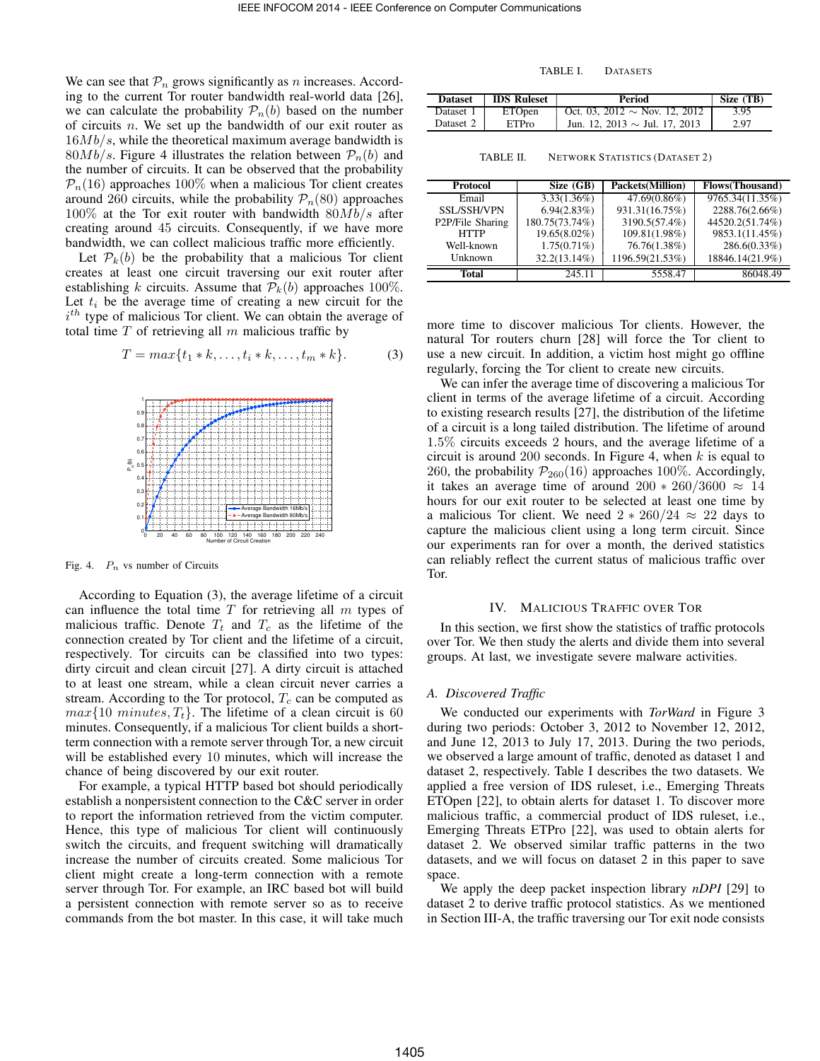We can see that $\mathcal{P}_n$ grows significantly as $n$ increases. According to the current Tor router bandwidth real-world data [26], we can calculate the probability $\mathcal{P}_n(b)$ based on the number of circuits $n$. We set up the bandwidth of our exit router as $16Mb/s$, while the theoretical maximum average bandwidth is $80Mb/s$. Figure 4 illustrates the relation between $\mathcal{P}_n(b)$ and the number of circuits. It can be observed that the probability $\mathcal{P}_n(16)$ approaches 100% when a malicious Tor client creates around 260 circuits, while the probability $\mathcal{P}_n(80)$ approaches 100% at the Tor exit router with bandwidth $80Mb/s$ after creating around 45 circuits. Consequently, if we have more bandwidth, we can collect malicious traffic more efficiently.

Let $\mathcal{P}_k(b)$ be the probability that a malicious Tor client creates at least one circuit traversing our exit router after establishing $k$ circuits. Assume that $\mathcal{P}_k(b)$ approaches 100%. Let $t_i$ be the average time of creating a new circuit for the $i^{th}$ type of malicious Tor client. We can obtain the average of total time $T$ of retrieving all $m$ malicious traffic by

$$T = max\{t_1 * k, \ldots, t_i * k, \ldots, t_m * k\}. \quad (3)$$

Fig. 4. $\mathcal{P}_n$ vs number of Circuits

According to Equation (3), the average lifetime of a circuit can influence the total time $T$ for retrieving all $m$ types of malicious traffic. Denote $T_t$ and $T_c$ as the lifetime of the connection created by Tor client and the lifetime of a circuit, respectively. Tor circuits can be classified into two types: dirty circuit and clean circuit [27]. A dirty circuit is attached to at least one stream, while a clean circuit never carries a stream. According to the Tor protocol, $T_c$ can be computed as $max\{10\ minutes, T_t\}$. The lifetime of a clean circuit is 60 minutes. Consequently, if a malicious Tor client builds a short-term connection with a remote server through Tor, a new circuit will be established every 10 minutes, which will increase the chance of being discovered by our exit router.

For example, a typical HTTP based bot should periodically establish a nonpersistent connection to the C&C server in order to report the information retrieved from the victim computer. Hence, this type of malicious Tor client will continuously switch the circuits, and frequent switching will dramatically increase the number of circuits created. Some malicious Tor client might create a long-term connection with a remote server through Tor. For example, an IRC based bot will build a persistent connection with remote server so as to receive commands from the bot master. In this case, it will take much more time to discover malicious Tor clients. However, the natural Tor routers churn [28] will force the Tor client to use a new circuit. In addition, a victim host might go offline regularly, forcing the Tor client to create new circuits.

We can infer the average time of discovering a malicious Tor client in terms of the average lifetime of a circuit. According to existing research results [27], the distribution of the lifetime of a circuit is a long tailed distribution. The lifetime of around 1.5% circuits exceeds 2 hours, and the average lifetime of a circuit is around 200 seconds. In Figure 4, when $k$ is equal to 260, the probability $\mathcal{P}_{260}(16)$ approaches 100%. Accordingly, it takes an average time of around $200 * 260/3600 \approx 14$ hours for our exit router to be selected at least one time by a malicious Tor client. We need $2 * 260/24 \approx 22$ days to capture the malicious client using a long term circuit. Since our experiments ran for over a month, the derived statistics can reliably reflect the current status of malicious traffic over Tor.

TABLE I. DATASETS

| Dataset | IDS Ruleset | Period | Size (TB) |
|---|---|---|---|
| Dataset 1 | ETOpen | Oct. 03, 2012 ~ Nov. 12, 2012 | 3.95 |
| Dataset 2 | ETPro | Jun. 12, 2013 ~ Jul. 17, 2013 | 2.97 |

TABLE II. NETWORK STATISTICS (DATASET 2)

| Protocol | Size (GB) | Packets(Million) | Flows(Thousand) |
|---|---|---|---|
| Email | 3.33(1.36%) | 47.69(0.86%) | 9765.34(11.35%) |
| SSL/SSH/VPN | 6.94(2.83%) | 931.31(16.75%) | 2288.76(2.66%) |
| P2P/File Sharing | 180.75(73.74%) | 3190.5(57.4%) | 44520.2(51.74%) |
| HTTP | 19.65(8.02%) | 109.81(1.98%) | 9853.1(11.45%) |
| Well-known | 1.75(0.71%) | 76.76(1.38%) | 286.6(0.33%) |
| Unknown | 32.2(13.14%) | 1196.59(21.53%) | 18846.14(21.9%) |
| **Total** | 245.11 | 5558.47 | 86048.49 |

## IV. MALICIOUS TRAFFIC OVER TOR

In this section, we first show the statistics of traffic protocols over Tor. We then study the alerts and divide them into several groups. At last, we investigate severe malware activities.

### A. Discovered Traffic

We conducted our experiments with *TorWard* in Figure 3 during two periods: October 3, 2012 to November 12, 2012, and June 12, 2013 to July 17, 2013. During the two periods, we observed a large amount of traffic, denoted as dataset 1 and dataset 2, respectively. Table I describes the two datasets. We applied a free version of IDS ruleset, i.e., Emerging Threats ETOpen [22], to obtain alerts for dataset 1. To discover more malicious traffic, a commercial product of IDS ruleset, i.e., Emerging Threats ETPro [22], was used to obtain alerts for dataset 2. We observed similar traffic patterns in the two datasets, and we will focus on dataset 2 in this paper to save space.

We apply the deep packet inspection library *nDPI* [29] to dataset 2 to derive traffic protocol statistics. As we mentioned in Section III-A, the traffic traversing our Tor exit node consists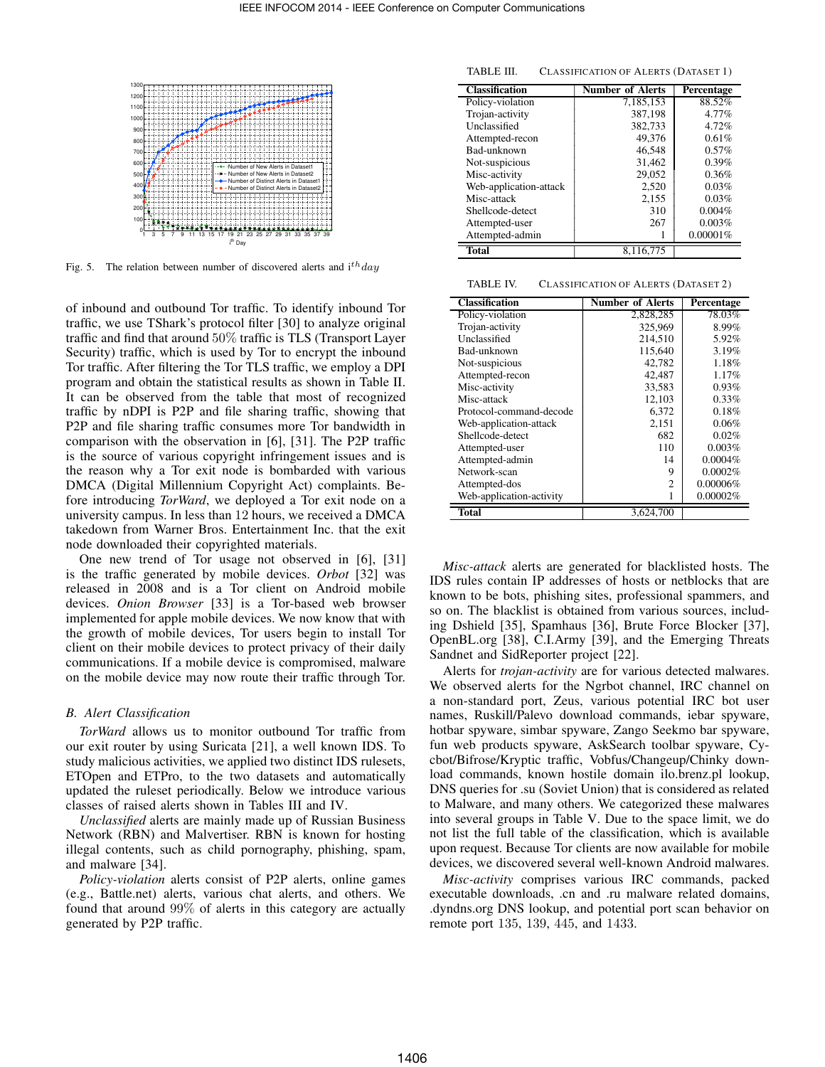Fig. 5. The relation between number of discovered alerts and $i^{th}$ $day$

of inbound and outbound Tor traffic. To identify inbound Tor traffic, we use TShark's protocol filter [30] to analyze original traffic and find that around 50% traffic is TLS (Transport Layer Security) traffic, which is used by Tor to encrypt the inbound Tor traffic. After filtering the Tor TLS traffic, we employ a DPI program and obtain the statistical results as shown in Table II. It can be observed from the table that most of recognized traffic by nDPI is P2P and file sharing traffic, showing that P2P and file sharing traffic consumes more Tor bandwidth in comparison with the observation in [6], [31]. The P2P traffic is the source of various copyright infringement issues and is the reason why a Tor exit node is bombarded with various DMCA (Digital Millennium Copyright Act) complaints. Before introducing *TorWard*, we deployed a Tor exit node on a university campus. In less than 12 hours, we received a DMCA takedown from Warner Bros. Entertainment Inc. that the exit node downloaded their copyrighted materials.

One new trend of Tor usage not observed in [6], [31] is the traffic generated by mobile devices. *Orbot* [32] was released in 2008 and is a Tor client on Android mobile devices. *Onion Browser* [33] is a Tor-based web browser implemented for apple mobile devices. We now know that with the growth of mobile devices, Tor users begin to install Tor client on their mobile devices to protect privacy of their daily communications. If a mobile device is compromised, malware on the mobile device may now route their traffic through Tor.

### B. Alert Classification

*TorWard* allows us to monitor outbound Tor traffic from our exit router by using Suricata [21], a well known IDS. To study malicious activities, we applied two distinct IDS rulesets, ETOpen and ETPro, to the two datasets and automatically updated the ruleset periodically. Below we introduce various classes of raised alerts shown in Tables III and IV.

*Unclassified* alerts are mainly made up of Russian Business Network (RBN) and Malvertiser. RBN is known for hosting illegal contents, such as child pornography, phishing, spam, and malware [34].

*Policy-violation* alerts consist of P2P alerts, online games (e.g., Battle.net) alerts, various chat alerts, and others. We found that around 99% of alerts in this category are actually generated by P2P traffic.

TABLE III. CLASSIFICATION OF ALERTS (DATASET 1)

| Classification | Number of Alerts | Percentage |
|---|---|---|
| Policy-violation | 7,185,153 | 88.52% |
| Trojan-activity | 387,198 | 4.77% |
| Unclassified | 382,733 | 4.72% |
| Attempted-recon | 49,376 | 0.61% |
| Bad-unknown | 46,548 | 0.57% |
| Not-suspicious | 31,462 | 0.39% |
| Misc-activity | 29,052 | 0.36% |
| Web-application-attack | 2,520 | 0.03% |
| Misc-attack | 2,155 | 0.03% |
| Shellcode-detect | 310 | 0.004% |
| Attempted-user | 267 | 0.003% |
| Attempted-admin | 1 | 0.00001% |
| **Total** | 8,116,775 | |

TABLE IV. CLASSIFICATION OF ALERTS (DATASET 2)

| Classification | Number of Alerts | Percentage |
|---|---|---|
| Policy-violation | 2,828,285 | 78.03% |
| Trojan-activity | 325,969 | 8.99% |
| Unclassified | 214,510 | 5.92% |
| Bad-unknown | 115,640 | 3.19% |
| Not-suspicious | 42,782 | 1.18% |
| Attempted-recon | 42,487 | 1.17% |
| Misc-activity | 33,583 | 0.93% |
| Misc-attack | 12,103 | 0.33% |
| Protocol-command-decode | 6,372 | 0.18% |
| Web-application-attack | 2,151 | 0.06% |
| Shellcode-detect | 682 | 0.02% |
| Attempted-user | 110 | 0.003% |
| Attempted-admin | 14 | 0.0004% |
| Network-scan | 9 | 0.0002% |
| Attempted-dos | 2 | 0.00006% |
| Web-application-activity | 1 | 0.00002% |
| **Total** | 3,624,700 | |

*Misc-attack* alerts are generated for blacklisted hosts. The IDS rules contain IP addresses of hosts or netblocks that are known to be bots, phishing sites, professional spammers, and so on. The blacklist is obtained from various sources, including Dshield [35], Spamhaus [36], Brute Force Blocker [37], OpenBL.org [38], C.I.Army [39], and the Emerging Threats Sandnet and SidReporter project [22].

Alerts for *trojan-activity* are for various detected malwares. We observed alerts for the Ngrbot channel, IRC channel on a non-standard port, Zeus, various potential IRC bot user names, Ruskill/Palevo download commands, iebar spyware, hotbar spyware, simbar spyware, Zango Seekmo bar spyware, fun web products spyware, AskSearch toolbar spyware, Cycbot/Bifrose/Kryptic traffic, Vobfus/Changeup/Chinky download commands, known hostile domain ilo.brenz.pl lookup, DNS queries for .su (Soviet Union) that is considered as related to Malware, and many others. We categorized these malwares into several groups in Table V. Due to the space limit, we do not list the full table of the classification, which is available upon request. Because Tor clients are now available for mobile devices, we discovered several well-known Android malwares.

*Misc-activity* comprises various IRC commands, packed executable downloads, .cn and .ru malware related domains, .dyndns.org DNS lookup, and potential port scan behavior on remote port 135, 139, 445, and 1433.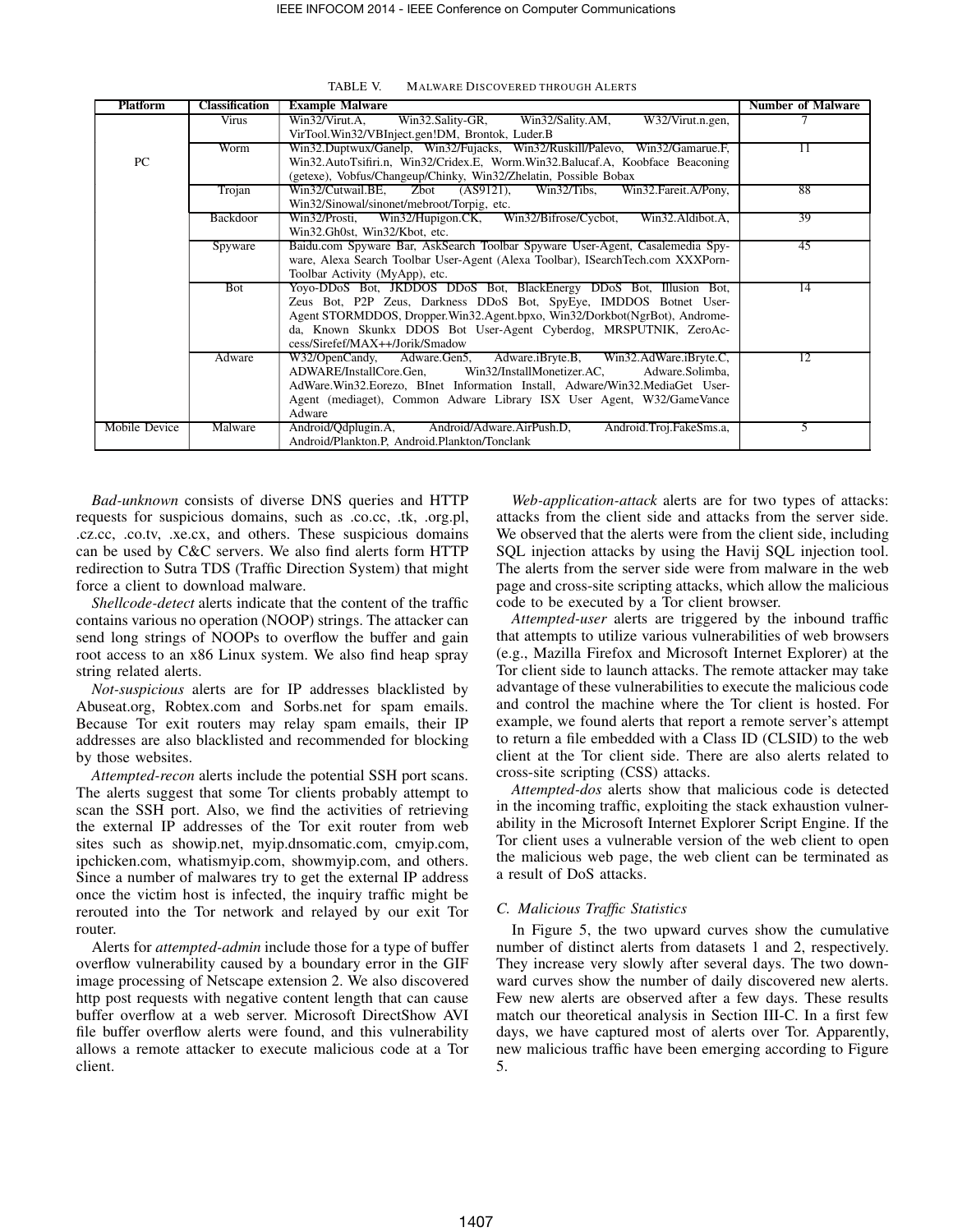TABLE V. MALWARE DISCOVERED THROUGH ALERTS

| Platform | Classification | Example Malware | Number of Malware |
|---|---|---|---|
| PC | Virus | Win32/Virut.A, Win32.Sality-GR, Win32/Sality.AM, W32/Virut.n.gen, VirTool.Win32/VBInject.gen!DM, Brontok, Luder.B | 7 |
| | Worm | Win32.Duptwux/Ganelp, Win32/Fujacks, Win32/Ruskill/Palevo, Win32/Gamarue.F, Win32.AutoTsifiri.n, Win32/Cridex.E, Worm.Win32.Balucaf.A, Koobface Beaconing (getexe), Vobfus/Changeup/Chinky, Win32/Zhelatin, Possible Bobax | 11 |
| | Trojan | Win32/Cutwail.BE, Zbot (AS9121), Win32/Tibs, Win32.Fareit.A/Pony, Win32/Sinowal/sinonet/mebroot/Torpig, etc. | 88 |
| | Backdoor | Win32/Prosti, Win32/Hupigon.CK, Win32/Bifrose/Cycbot, Win32.Aldibot.A, Win32.Gh0st, Win32/Kbot, etc. | 39 |
| | Spyware | Baidu.com Spyware Bar, AskSearch Toolbar Spyware User-Agent, Casalemedia Spyware, Alexa Search Toolbar User-Agent (Alexa Toolbar), ISearchTech.com XXXPorn-Toolbar Activity (MyApp), etc. | 45 |
| | Bot | Yoyo-DDoS Bot, JKDDOS DDoS Bot, BlackEnergy DDoS Bot, Illusion Bot, Zeus Bot, P2P Zeus, Darkness DDoS Bot, SpyEye, IMDDOS Botnet User-Agent STORMDDOS, Dropper.Win32.Agent.bpxo, Win32/Dorkbot(NgrBot), Andromeda, Known Skunkx DDOS Bot User-Agent Cyberdog, MRSPUTNIK, ZeroAccess/Sirefef/MAX++/Jorik/Smadow | 14 |
| | Adware | W32/OpenCandy, Adware.Gen5, Adware.iBryte.B, Win32.AdWare.iBryte.C, ADWARE/InstallCore.Gen, Win32/InstallMonetizer.AC, Adware.Solimba, AdWare.Win32.Eorezo, BInet Information Install, Adware/Win32.MediaGet User-Agent (mediaget), Common Adware Library ISX User Agent, W32/GameVance Adware | 12 |
| Mobile Device | Malware | Android/Qdplugin.A, Android/Adware.AirPush.D, Android.Troj.FakeSms.a, Android/Plankton.P, Android.Plankton/Tonclank | 5 |

*Bad-unknown* consists of diverse DNS queries and HTTP requests for suspicious domains, such as .co.cc, .tk, .org.pl, .cz.cc, .co.tv, .xe.cx, and others. These suspicious domains can be used by C&C servers. We also find alerts form HTTP redirection to Sutra TDS (Traffic Direction System) that might force a client to download malware.

*Shellcode-detect* alerts indicate that the content of the traffic contains various no operation (NOOP) strings. The attacker can send long strings of NOOPs to overflow the buffer and gain root access to an x86 Linux system. We also find heap spray string related alerts.

*Not-suspicious* alerts are for IP addresses blacklisted by Abuseat.org, Robtex.com and Sorbs.net for spam emails. Because Tor exit routers may relay spam emails, their IP addresses are also blacklisted and recommended for blocking by those websites.

*Attempted-recon* alerts include the potential SSH port scans. The alerts suggest that some Tor clients probably attempt to scan the SSH port. Also, we find the activities of retrieving the external IP addresses of the Tor exit router from web sites such as showip.net, myip.dnsomatic.com, cmyip.com, ipchicken.com, whatismyip.com, showmyip.com, and others. Since a number of malwares try to get the external IP address once the victim host is infected, the inquiry traffic might be rerouted into the Tor network and relayed by our exit Tor router.

Alerts for *attempted-admin* include those for a type of buffer overflow vulnerability caused by a boundary error in the GIF image processing of Netscape extension 2. We also discovered http post requests with negative content length that can cause buffer overflow at a web server. Microsoft DirectShow AVI file buffer overflow alerts were found, and this vulnerability allows a remote attacker to execute malicious code at a Tor client.

*Web-application-attack* alerts are for two types of attacks: attacks from the client side and attacks from the server side. We observed that the alerts were from the client side, including SQL injection attacks by using the Havij SQL injection tool. The alerts from the server side were from malware in the web page and cross-site scripting attacks, which allow the malicious code to be executed by a Tor client browser.

*Attempted-user* alerts are triggered by the inbound traffic that attempts to utilize various vulnerabilities of web browsers (e.g., Mazilla Firefox and Microsoft Internet Explorer) at the Tor client side to launch attacks. The remote attacker may take advantage of these vulnerabilities to execute the malicious code and control the machine where the Tor client is hosted. For example, we found alerts that report a remote server's attempt to return a file embedded with a Class ID (CLSID) to the web client at the Tor client side. There are also alerts related to cross-site scripting (CSS) attacks.

*Attempted-dos* alerts show that malicious code is detected in the incoming traffic, exploiting the stack exhaustion vulnerability in the Microsoft Internet Explorer Script Engine. If the Tor client uses a vulnerable version of the web client to open the malicious web page, the web client can be terminated as a result of DoS attacks.

### C. Malicious Traffic Statistics

In Figure 5, the two upward curves show the cumulative number of distinct alerts from datasets 1 and 2, respectively. They increase very slowly after several days. The two downward curves show the number of daily discovered new alerts. Few new alerts are observed after a few days. These results match our theoretical analysis in Section III-C. In a first few days, we have captured most of alerts over Tor. Apparently, new malicious traffic have been emerging according to Figure 5.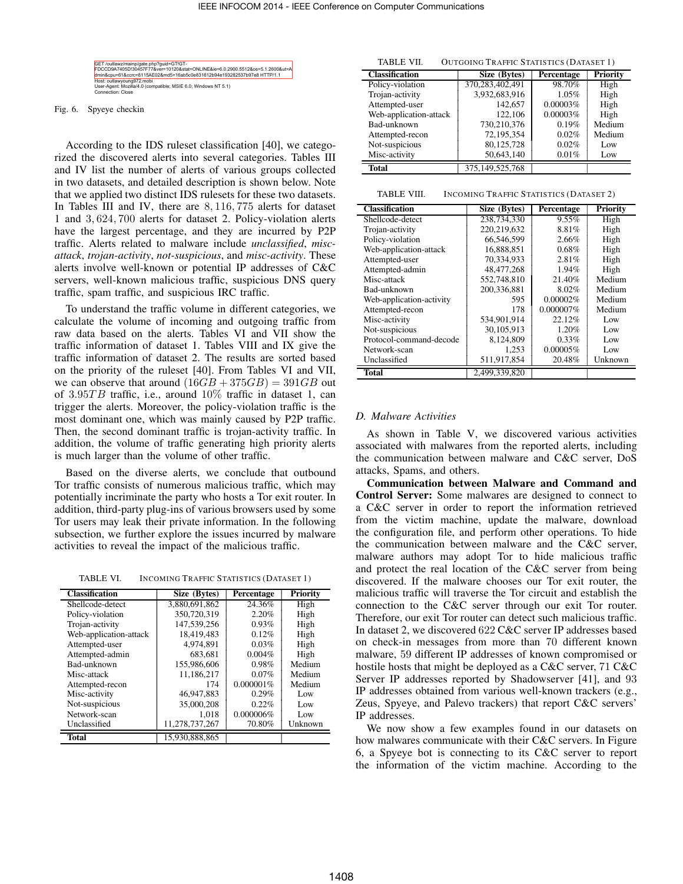```
GET /outlawz/mainp/gate.php?guid=GT!GT-FDCCD9A7405D!30457F77&ver=10120&stat=ONLINE&ie=6.0.2900.5512&os=5.1.2600&ut=Admin&cpu=61&ccrc=8115AE02&md5=16ab5c0e831612b94e193282537b97e8 HTTP/1.1
Host: outlawyoung972.mobi
User-Agent: Mozilla/4.0 (compatible; MSIE 6.0; Windows NT 5.1)
Connection: Close
```

Fig. 6. Spyeye checkin

According to the IDS ruleset classification [40], we categorized the discovered alerts into several categories. Tables III and IV list the number of alerts of various groups collected in two datasets, and detailed description is shown below. Note that we applied two distinct IDS rulesets for these two datasets. In Tables III and IV, there are $8,116,775$ alerts for dataset 1 and $3,624,700$ alerts for dataset 2. Policy-violation alerts have the largest percentage, and they are incurred by P2P traffic. Alerts related to malware include *unclassified*, *misc-attack*, *trojan-activity*, *not-suspicious*, and *misc-activity*. These alerts involve well-known or potential IP addresses of C&C servers, well-known malicious traffic, suspicious DNS query traffic, spam traffic, and suspicious IRC traffic.

To understand the traffic volume in different categories, we calculate the volume of incoming and outgoing traffic from raw data based on the alerts. Tables VI and VII show the traffic information of dataset 1. Tables VIII and IX give the traffic information of dataset 2. The results are sorted based on the priority of the ruleset [40]. From Tables VI and VII, we can observe that around $(16GB + 375GB) = 391GB$ out of $3.95TB$ traffic, i.e., around $10\%$ traffic in dataset 1, can trigger the alerts. Moreover, the policy-violation traffic is the most dominant one, which was mainly caused by P2P traffic. Then, the second dominant traffic is trojan-activity traffic. In addition, the volume of traffic generating high priority alerts is much larger than the volume of other traffic.

Based on the diverse alerts, we conclude that outbound Tor traffic consists of numerous malicious traffic, which may potentially incriminate the party who hosts a Tor exit router. In addition, third-party plug-ins of various browsers used by some Tor users may leak their private information. In the following subsection, we further explore the issues incurred by malware activities to reveal the impact of the malicious traffic.

TABLE VI. INCOMING TRAFFIC STATISTICS (DATASET 1)

| Classification | Size (Bytes) | Percentage | Priority |
|---|---|---|---|
| Shellcode-detect | 3,880,691,862 | 24.36% | High |
| Policy-violation | 350,720,319 | 2.20% | High |
| Trojan-activity | 147,539,256 | 0.93% | High |
| Web-application-attack | 18,419,483 | 0.12% | High |
| Attempted-user | 4,974,891 | 0.03% | High |
| Attempted-admin | 683,681 | 0.004% | High |
| Bad-unknown | 155,986,606 | 0.98% | Medium |
| Misc-attack | 11,186,217 | 0.07% | Medium |
| Attempted-recon | 174 | 0.000001% | Medium |
| Misc-activity | 46,947,883 | 0.29% | Low |
| Not-suspicious | 35,000,208 | 0.22% | Low |
| Network-scan | 1,018 | 0.000006% | Low |
| Unclassified | 11,278,737,267 | 70.80% | Unknown |
| **Total** | 15,930,888,865 | | |

TABLE VII. OUTGOING TRAFFIC STATISTICS (DATASET 1)

| Classification | Size (Bytes) | Percentage | Priority |
|---|---|---|---|
| Policy-violation | 370,283,402,491 | 98.70% | High |
| Trojan-activity | 3,932,683,916 | 1.05% | High |
| Attempted-user | 142,657 | 0.00003% | High |
| Web-application-attack | 122,106 | 0.00003% | High |
| Bad-unknown | 730,210,376 | 0.19% | Medium |
| Attempted-recon | 72,195,354 | 0.02% | Medium |
| Not-suspicious | 80,125,728 | 0.02% | Low |
| Misc-activity | 50,643,140 | 0.01% | Low |
| **Total** | 375,149,525,768 | | |

TABLE VIII. INCOMING TRAFFIC STATISTICS (DATASET 2)

| Classification | Size (Bytes) | Percentage | Priority |
|---|---|---|---|
| Shellcode-detect | 238,734,330 | 9.55% | High |
| Trojan-activity | 220,219,632 | 8.81% | High |
| Policy-violation | 66,546,599 | 2.66% | High |
| Web-application-attack | 16,888,851 | 0.68% | High |
| Attempted-user | 70,334,933 | 2.81% | High |
| Attempted-admin | 48,477,268 | 1.94% | High |
| Misc-attack | 552,748,810 | 21.40% | Medium |
| Bad-unknown | 200,336,881 | 8.02% | Medium |
| Web-application-activity | 595 | 0.00002% | Medium |
| Attempted-recon | 178 | 0.000007% | Medium |
| Misc-activity | 534,901,914 | 22.12% | Low |
| Not-suspicious | 30,105,913 | 1.20% | Low |
| Protocol-command-decode | 8,124,809 | 0.33% | Low |
| Network-scan | 1,253 | 0.00005% | Low |
| Unclassified | 511,917,854 | 20.48% | Unknown |
| **Total** | 2,499,339,820 | | |

### D. Malware Activities

As shown in Table V, we discovered various activities associated with malwares from the reported alerts, including the communication between malware and C&C server, DoS attacks, Spams, and others.

**Communication between Malware and Command and Control Server:** Some malwares are designed to connect to a C&C server in order to report the information retrieved from the victim machine, update the malware, download the configuration file, and perform other operations. To hide the communication between malware and the C&C server, malware authors may adopt Tor to hide malicious traffic and protect the real location of the C&C server from being discovered. If the malware chooses our Tor exit router, the malicious traffic will traverse the Tor circuit and establish the connection to the C&C server through our exit Tor router. Therefore, our exit Tor router can detect such malicious traffic. In dataset 2, we discovered $622$ C&C server IP addresses based on check-in messages from more than $70$ different known malware, $59$ different IP addresses of known compromised or hostile hosts that might be deployed as a C&C server, $71$ C&C Server IP addresses reported by Shadowserver [41], and $93$ IP addresses obtained from various well-known trackers (e.g., Zeus, Spyeye, and Palevo trackers) that report C&C servers' IP addresses.

We now show a few examples found in our datasets on how malwares communicate with their C&C servers. In Figure 6, a Spyeye bot is connecting to its C&C server to report the information of the victim machine. According to the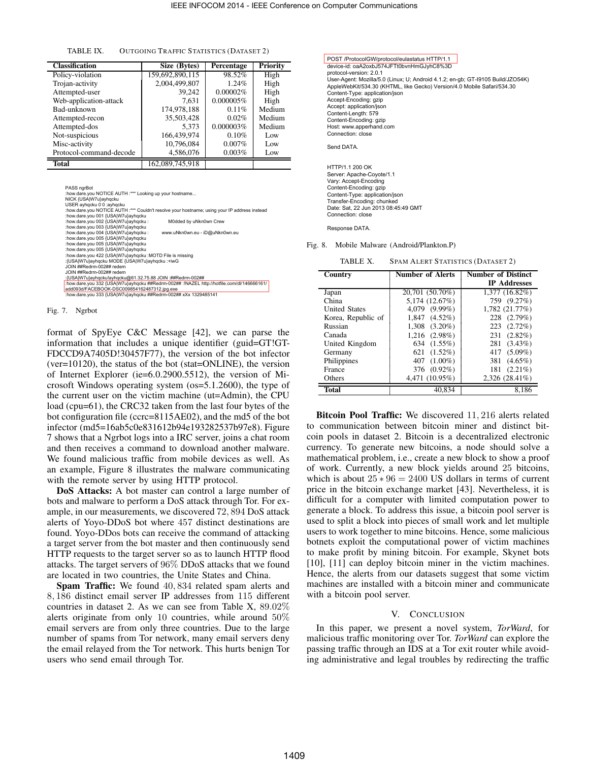TABLE IX. OUTGOING TRAFFIC STATISTICS (DATASET 2)

| Classification | Size (Bytes) | Percentage | Priority |
|---|---|---|---|
| Policy-violation | 159,692,890,115 | 98.52% | High |
| Trojan-activity | 2,004,499,807 | 1.24% | High |
| Attempted-user | 39,242 | 0.00002% | High |
| Web-application-attack | 7,631 | 0.000005% | High |
| Bad-unknown | 174,978,188 | 0.11% | Medium |
| Attempted-recon | 35,503,428 | 0.02% | Medium |
| Attempted-dos | 5,373 | 0.000003% | Medium |
| Not-suspicious | 166,439,974 | 0.10% | Low |
| Misc-activity | 10,796,084 | 0.007% | Low |
| Protocol-command-decode | 4,586,076 | 0.003% | Low |
| **Total** | 162,089,745,918 | | |

```
PASS ngrBot
:how.dare.you NOTICE AUTH :*** Looking up your hostname...
NICK {USA|W7u}ayhqcku
USER ayhqcku 0 0 :ayhqcku
:how.dare.you NOTICE AUTH :*** Couldn't resolve your hostname; using your IP address instead
:how.dare.you 001 {USA|W7u}ayhqcku
:how.dare.you 002 {USA|W7u}ayhqcku :          M0dded by uNkn0wn Crew
:how.dare.you 003 {USA|W7u}ayhqcku
:how.dare.you 004 {USA|W7u}ayhqcku :       www.uNkn0wn.eu - iD@uNkn0wn.eu
:how.dare.you 005 {USA|W7u}ayhqcku
:how.dare.you 005 {USA|W7u}ayhqcku
:how.dare.you 005 {USA|W7u}ayhqcku
:how.dare.you 422 {USA|W7u}ayhqcku :MOTD File is missing
:{USA|W7u}ayhqcku MODE {USA|W7u}ayhqcku :+iwG
JOIN ##Redrm-002## redem
JOIN ##Redrm-002## redem
:{USA|W7u}ayhqcku!ayhqcku@61.32.75.88 JOIN :##Redrm-002##
:how.dare.you 332 {USA|W7u}ayhqcku ##Redrm-002## :!NAZEL http://hotfile.com/dl/146666161/
add093d/FACEBOOK-DSC009854162487312.jpg.exe
:how.dare.you 333 {USA|W7u}ayhqcku ##Redrm-002## xXx 1329485141
```

Fig. 7. Ngrbot

format of SpyEye C&C Message [42], we can parse the information that includes a unique identifier (guid=GT!GT-FDCCD9A7405D!30457F77), the version of the bot infector (ver=10120), the status of the bot (stat=ONLINE), the version of Internet Explorer (ie=6.0.2900.5512), the version of Microsoft Windows operating system (os=5.1.2600), the type of the current user on the victim machine (ut=Admin), the CPU load (cpu=61), the CRC32 taken from the last four bytes of the bot configuration file (ccrc=8115AE02), and the md5 of the bot infector (md5=16ab5c0e831612b94e193282537b97e8). Figure 7 shows that a Ngrbot logs into a IRC server, joins a chat room and then receives a command to download another malware. We found malicious traffic from mobile devices as well. As an example, Figure 8 illustrates the malware communicating with the remote server by using HTTP protocol.

**DoS Attacks:** A bot master can control a large number of bots and malware to perform a DoS attack through Tor. For example, in our measurements, we discovered 72,894 DoS attack alerts of Yoyo-DDoS bot where 457 distinct destinations are found. Yoyo-DDos bots can receive the command of attacking a target server from the bot master and then continuously send HTTP requests to the target server so as to launch HTTP flood attacks. The target servers of 96% DDoS attacks that we found are located in two countries, the Unite States and China.

**Spam Traffic:** We found 40,834 related spam alerts and 8,186 distinct email server IP addresses from 115 different countries in dataset 2. As we can see from Table X, 89.02% alerts originate from only 10 countries, while around 50% email servers are from only three countries. Due to the large number of spams from Tor network, many email servers deny the email relayed from the Tor network. This hurts benign Tor users who send email through Tor.

```
POST /ProtocolGW/protocol/eulastatus HTTP/1.1
device-id: oaA2oxbJ574JFTt0bvnHmGJyhC8%3D
protocol-version: 2.0.1
User-Agent: Mozilla/5.0 (Linux; U; Android 4.1.2; en-gb; GT-I9105 Build/JZO54K)
AppleWebKit/534.30 (KHTML, like Gecko) Version/4.0 Mobile Safari/534.30
Content-Type: application/json
Accept-Encoding: gzip
Accept: application/json
Content-Length: 579
Content-Encoding: gzip
Host: www.apperhand.com
Connection: close

Send DATA.


HTTP/1.1 200 OK
Server: Apache-Coyote/1.1
Vary: Accept-Encoding
Content-Encoding: gzip
Content-Type: application/json
Transfer-Encoding: chunked
Date: Sat, 22 Jun 2013 08:45:49 GMT
Connection: close

Response DATA.
```

Fig. 8. Mobile Malware (Android/Plankton.P)

TABLE X. SPAM ALERT STATISTICS (DATASET 2)

| Country | Number of Alerts | Number of Distinct IP Addresses |
|---|---|---|
| Japan | 20,701 (50.70%) | 1,377 (16.82%) |
| China | 5,174 (12.67%) | 759 (9.27%) |
| United States | 4,079 (9.99%) | 1,782 (21.77%) |
| Korea, Republic of | 1,847 (4.52%) | 228 (2.79%) |
| Russian | 1,308 (3.20%) | 223 (2.72%) |
| Canada | 1,216 (2.98%) | 231 (2.82%) |
| United Kingdom | 634 (1.55%) | 281 (3.43%) |
| Germany | 621 (1.52%) | 417 (5.09%) |
| Philippines | 407 (1.00%) | 381 (4.65%) |
| France | 376 (0.92%) | 181 (2.21%) |
| Others | 4,471 (10.95%) | 2,326 (28.41%) |
| **Total** | 40,834 | 8,186 |

**Bitcoin Pool Traffic:** We discovered 11,216 alerts related to communication between bitcoin miner and distinct bitcoin pools in dataset 2. Bitcoin is a decentralized electronic currency. To generate new bitcoins, a node should solve a mathematical problem, i.e., create a new block to show a proof of work. Currently, a new block yields around 25 bitcoins, which is about $25 * 96 = 2400$ US dollars in terms of current price in the bitcoin exchange market [43]. Nevertheless, it is difficult for a computer with limited computation power to generate a block. To address this issue, a bitcoin pool server is used to split a block into pieces of small work and let multiple users to work together to mine bitcoins. Hence, some malicious botnets exploit the computational power of victim machines to make profit by mining bitcoin. For example, Skynet bots [10], [11] can deploy bitcoin miner in the victim machines. Hence, the alerts from our datasets suggest that some victim machines are installed with a bitcoin miner and communicate with a bitcoin pool server.

## V. CONCLUSION

In this paper, we present a novel system, *TorWard*, for malicious traffic monitoring over Tor. *TorWard* can explore the passing traffic through an IDS at a Tor exit router while avoiding administrative and legal troubles by redirecting the traffic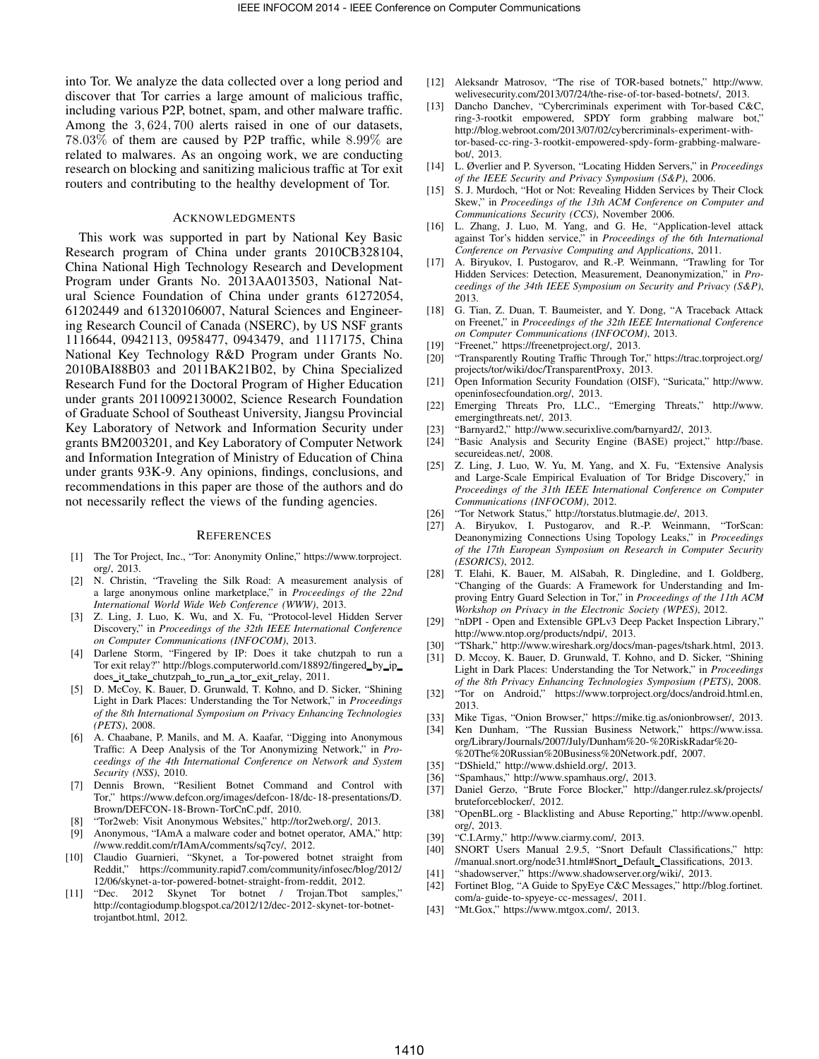into Tor. We analyze the data collected over a long period and discover that Tor carries a large amount of malicious traffic, including various P2P, botnet, spam, and other malware traffic. Among the $3,624,700$ alerts raised in one of our datasets, $78.03\%$ of them are caused by P2P traffic, while $8.99\%$ are related to malwares. As an ongoing work, we are conducting research on blocking and sanitizing malicious traffic at Tor exit routers and contributing to the healthy development of Tor.

## Acknowledgments

This work was supported in part by National Key Basic Research program of China under grants 2010CB328104, China National High Technology Research and Development Program under Grants No. 2013AA013503, National Natural Science Foundation of China under grants 61272054, 61202449 and 61320106007, Natural Sciences and Engineering Research Council of Canada (NSERC), by US NSF grants 1116644, 0942113, 0958477, 0943479, and 1117175, China National Key Technology R&D Program under Grants No. 2010BAI88B03 and 2011BAK21B02, by China Specialized Research Fund for the Doctoral Program of Higher Education under grants 20110092130002, Science Research Foundation of Graduate School of Southeast University, Jiangsu Provincial Key Laboratory of Network and Information Security under grants BM2003201, and Key Laboratory of Computer Network and Information Integration of Ministry of Education of China under grants 93K-9. Any opinions, findings, conclusions, and recommendations in this paper are those of the authors and do not necessarily reflect the views of the funding agencies.

## References

[1] The Tor Project, Inc., "Tor: Anonymity Online," https://www.torproject.org/, 2013.

[2] N. Christin, "Traveling the Silk Road: A measurement analysis of a large anonymous online marketplace," in *Proceedings of the 22nd International World Wide Web Conference (WWW)*, 2013.

[3] Z. Ling, J. Luo, K. Wu, and X. Fu, "Protocol-level Hidden Server Discovery," in *Proceedings of the 32th IEEE International Conference on Computer Communications (INFOCOM)*, 2013.

[4] Darlene Storm, "Fingered by IP: Does it take chutzpah to run a Tor exit relay?" http://blogs.computerworld.com/18892/fingered_by_ip_does_it_take_chutzpah_to_run_a_tor_exit_relay, 2011.

[5] D. McCoy, K. Bauer, D. Grunwald, T. Kohno, and D. Sicker, "Shining Light in Dark Places: Understanding the Tor Network," in *Proceedings of the 8th International Symposium on Privacy Enhancing Technologies (PETS)*, 2008.

[6] A. Chaabane, P. Manils, and M. A. Kaafar, "Digging into Anonymous Traffic: A Deep Analysis of the Tor Anonymizing Network," in *Proceedings of the 4th International Conference on Network and System Security (NSS)*, 2010.

[7] Dennis Brown, "Resilient Botnet Command and Control with Tor," https://www.defcon.org/images/defcon-18/dc-18-presentations/D.Brown/DEFCON-18-Brown-TorCnC.pdf, 2010.

[8] "Tor2web: Visit Anonymous Websites," http://tor2web.org/, 2013.

[9] Anonymous, "IAmA a malware coder and botnet operator, AMA," http://www.reddit.com/r/IAmA/comments/sq7cy/, 2012.

[10] Claudio Guarnieri, "Skynet, a Tor-powered botnet straight from Reddit," https://community.rapid7.com/community/infosec/blog/2012/12/06/skynet-a-tor-powered-botnet-straight-from-reddit, 2012.

[11] "Dec. 2012 Skynet Tor botnet / Trojan.Tbot samples," http://contagiodump.blogspot.ca/2012/12/dec-2012-skynet-tor-botnet-trojantbot.html, 2012.

[12] Aleksandr Matrosov, "The rise of TOR-based botnets," http://www.welivesecurity.com/2013/07/24/the-rise-of-tor-based-botnets/, 2013.

[13] Dancho Danchev, "Cybercriminals experiment with Tor-based C&C, ring-3-rootkit empowered, SPDY form grabbing malware bot," http://blog.webroot.com/2013/07/02/cybercriminals-experiment-with-tor-based-cc-ring-3-rootkit-empowered-spdy-form-grabbing-malware-bot/, 2013.

[14] L. Øverlier and P. Syverson, "Locating Hidden Servers," in *Proceedings of the IEEE Security and Privacy Symposium (S&P)*, 2006.

[15] S. J. Murdoch, "Hot or Not: Revealing Hidden Services by Their Clock Skew," in *Proceedings of the 13th ACM Conference on Computer and Communications Security (CCS)*, November 2006.

[16] L. Zhang, J. Luo, M. Yang, and G. He, "Application-level attack against Tor's hidden service," in *Proceedings of the 6th International Conference on Pervasive Computing and Applications*, 2011.

[17] A. Biryukov, I. Pustogarov, and R.-P. Weinmann, "Trawling for Tor Hidden Services: Detection, Measurement, Deanonymization," in *Proceedings of the 34th IEEE Symposium on Security and Privacy (S&P)*, 2013.

[18] G. Tian, Z. Duan, T. Baumeister, and Y. Dong, "A Traceback Attack on Freenet," in *Proceedings of the 32th IEEE International Conference on Computer Communications (INFOCOM)*, 2013.

[19] "Freenet," https://freenetproject.org/, 2013.

[20] "Transparently Routing Traffic Through Tor," https://trac.torproject.org/projects/tor/wiki/doc/TransparentProxy, 2013.

[21] Open Information Security Foundation (OISF), "Suricata," http://www.openinfosecfoundation.org/, 2013.

[22] Emerging Threats Pro, LLC., "Emerging Threats," http://www.emergingthreats.net/, 2013.

[23] "Barnyard2," http://www.securixlive.com/barnyard2/, 2013.

[24] "Basic Analysis and Security Engine (BASE) project," http://base.secureideas.net/, 2008.

[25] Z. Ling, J. Luo, W. Yu, M. Yang, and X. Fu, "Extensive Analysis and Large-Scale Empirical Evaluation of Tor Bridge Discovery," in *Proceedings of the 31th IEEE International Conference on Computer Communications (INFOCOM)*, 2012.

[26] "Tor Network Status," http://torstatus.blutmagie.de/, 2013.

[27] A. Biryukov, I. Pustogarov, and R.-P. Weinmann, "TorScan: Deanonymizing Connections Using Topology Leaks," in *Proceedings of the 17th European Symposium on Research in Computer Security (ESORICS)*, 2012.

[28] T. Elahi, K. Bauer, M. AlSabah, R. Dingledine, and I. Goldberg, "Changing of the Guards: A Framework for Understanding and Improving Entry Guard Selection in Tor," in *Proceedings of the 11th ACM Workshop on Privacy in the Electronic Society (WPES)*, 2012.

[29] "nDPI - Open and Extensible GPLv3 Deep Packet Inspection Library," http://www.ntop.org/products/ndpi/, 2013.

[30] "TShark," http://www.wireshark.org/docs/man-pages/tshark.html, 2013.

[31] D. Mccoy, K. Bauer, D. Grunwald, T. Kohno, and D. Sicker, "Shining Light in Dark Places: Understanding the Tor Network," in *Proceedings of the 8th Privacy Enhancing Technologies Symposium (PETS)*, 2008.

[32] "Tor on Android," https://www.torproject.org/docs/android.html.en, 2013.

[33] Mike Tigas, "Onion Browser," https://mike.tig.as/onionbrowser/, 2013.

[34] Ken Dunham, "The Russian Business Network," https://www.issa.org/Library/Journals/2007/July/Dunham%20-%20RiskRadar%20-%20The%20Russian%20Business%20Network.pdf, 2007.

[35] "DShield," http://www.dshield.org/, 2013.

[36] "Spamhaus," http://www.spamhaus.org/, 2013.

[37] Daniel Gerzo, "Brute Force Blocker," http://danger.rulez.sk/projects/bruteforceblocker/, 2012.

[38] "OpenBL.org - Blacklisting and Abuse Reporting," http://www.openbl.org/, 2013.

[39] "C.I.Army," http://www.ciarmy.com/, 2013.

[40] SNORT Users Manual 2.9.5, "Snort Default Classifications," http://manual.snort.org/node31.html#Snort_Default_Classifications, 2013.

[41] "shadowserver," https://www.shadowserver.org/wiki/, 2013.

[42] Fortinet Blog, "A Guide to SpyEye C&C Messages," http://blog.fortinet.com/a-guide-to-spyeye-cc-messages/, 2011.

[43] "Mt.Gox," https://www.mtgox.com/, 2013.